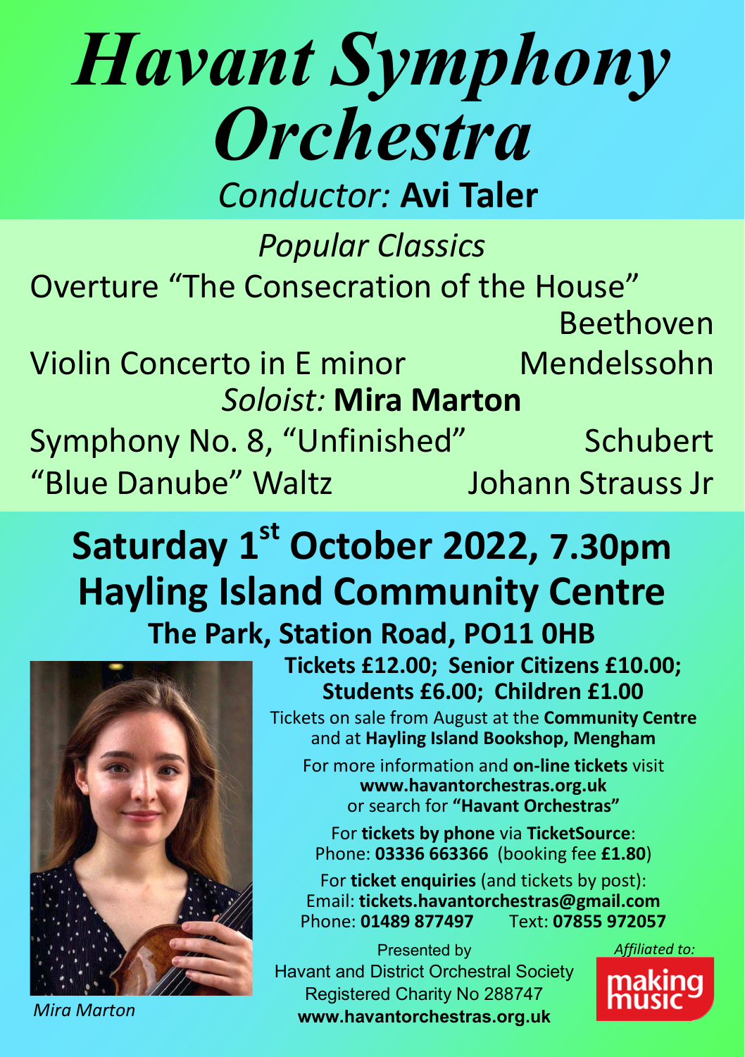# *Havant Symphony Orchestra*

*Conductor:* **Avi Taler**

*Popular Classics*

Overture "The Consecration of the House" — Beethoven

Violin Concerto in E minor — Mendelssohn

*Soloist:* **Mira Marton**

Symphony No. 8, "Unfinished" — Schubert

"Blue Danube" Waltz — Johann Strauss Jr

## Saturday 1st October 2022, 7.30pm

## Hayling Island Community Centre

### The Park, Station Road, PO11 0HB

*Mira Marton*

**Tickets £12.00; Senior Citizens £10.00; Students £6.00; Children £1.00**

Tickets on sale from August at the **Community Centre** and at **Hayling Island Bookshop, Mengham**

For more information and **on-line tickets** visit
**www.havantorchestras.org.uk**
or search for **"Havant Orchestras"**

For **tickets by phone** via **TicketSource**:
Phone: **03336 663366** (booking fee **£1.80**)

For **ticket enquiries** (and tickets by post):
Email: **tickets.havantorchestras@gmail.com**
Phone: **01489 877497** Text: **07855 972057**

Presented by
Havant and District Orchestral Society
Registered Charity No 288747
**www.havantorchestras.org.uk**

*Affiliated to:*
making music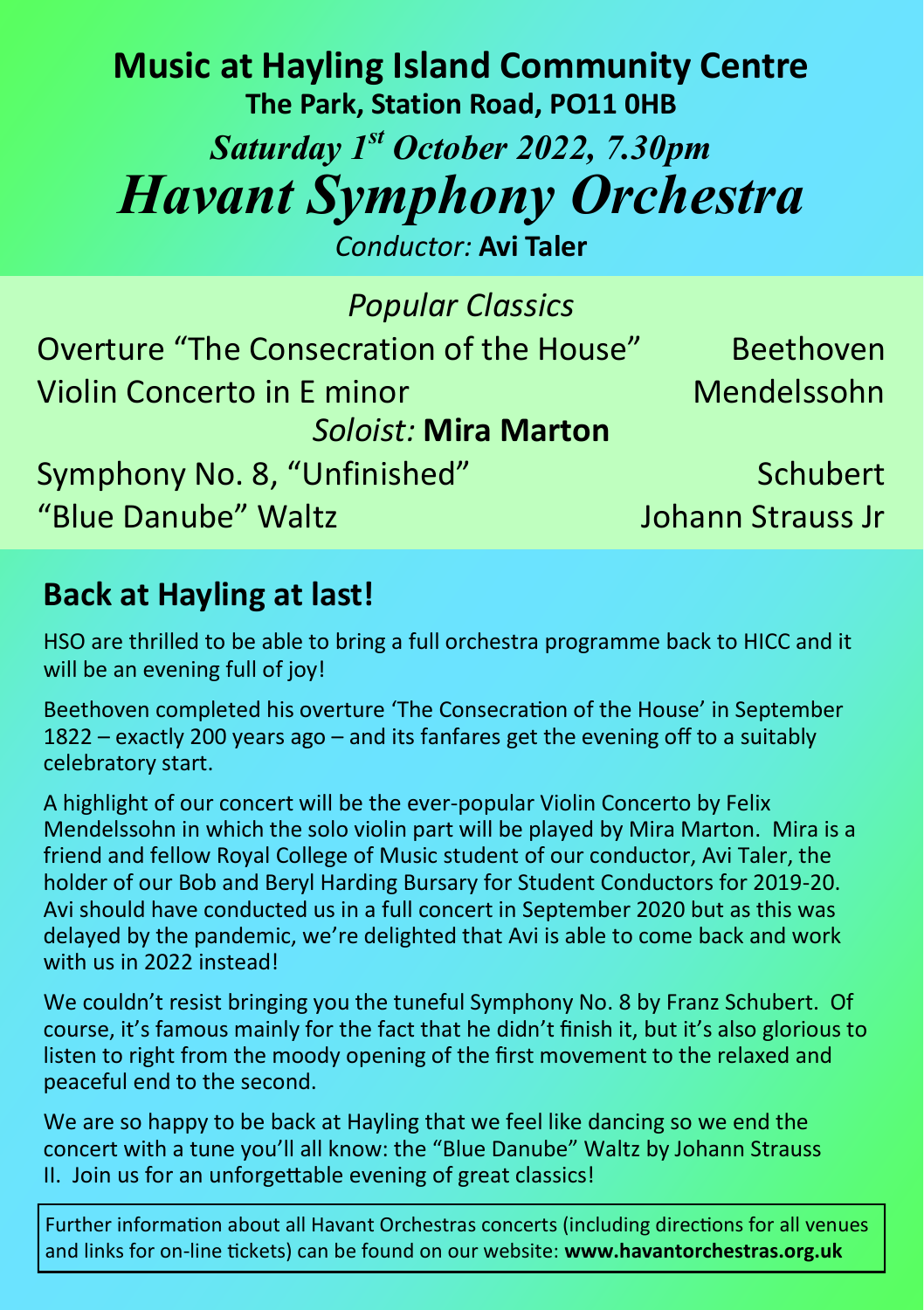# Music at Hayling Island Community Centre

**The Park, Station Road, PO11 0HB**

***Saturday 1st October 2022, 7.30pm***

# *Havant Symphony Orchestra*

*Conductor:* **Avi Taler**

## *Popular Classics*

| | |
|---|---|
| Overture "The Consecration of the House" | Beethoven |
| Violin Concerto in E minor | Mendelssohn |
| *Soloist:* **Mira Marton** | |
| Symphony No. 8, "Unfinished" | Schubert |
| "Blue Danube" Waltz | Johann Strauss Jr |

## Back at Hayling at last!

HSO are thrilled to be able to bring a full orchestra programme back to HICC and it will be an evening full of joy!

Beethoven completed his overture 'The Consecration of the House' in September 1822 – exactly 200 years ago – and its fanfares get the evening off to a suitably celebratory start.

A highlight of our concert will be the ever-popular Violin Concerto by Felix Mendelssohn in which the solo violin part will be played by Mira Marton. Mira is a friend and fellow Royal College of Music student of our conductor, Avi Taler, the holder of our Bob and Beryl Harding Bursary for Student Conductors for 2019-20. Avi should have conducted us in a full concert in September 2020 but as this was delayed by the pandemic, we're delighted that Avi is able to come back and work with us in 2022 instead!

We couldn't resist bringing you the tuneful Symphony No. 8 by Franz Schubert. Of course, it's famous mainly for the fact that he didn't finish it, but it's also glorious to listen to right from the moody opening of the first movement to the relaxed and peaceful end to the second.

We are so happy to be back at Hayling that we feel like dancing so we end the concert with a tune you'll all know: the "Blue Danube" Waltz by Johann Strauss II. Join us for an unforgettable evening of great classics!

Further information about all Havant Orchestras concerts (including directions for all venues and links for on-line tickets) can be found on our website: **www.havantorchestras.org.uk**